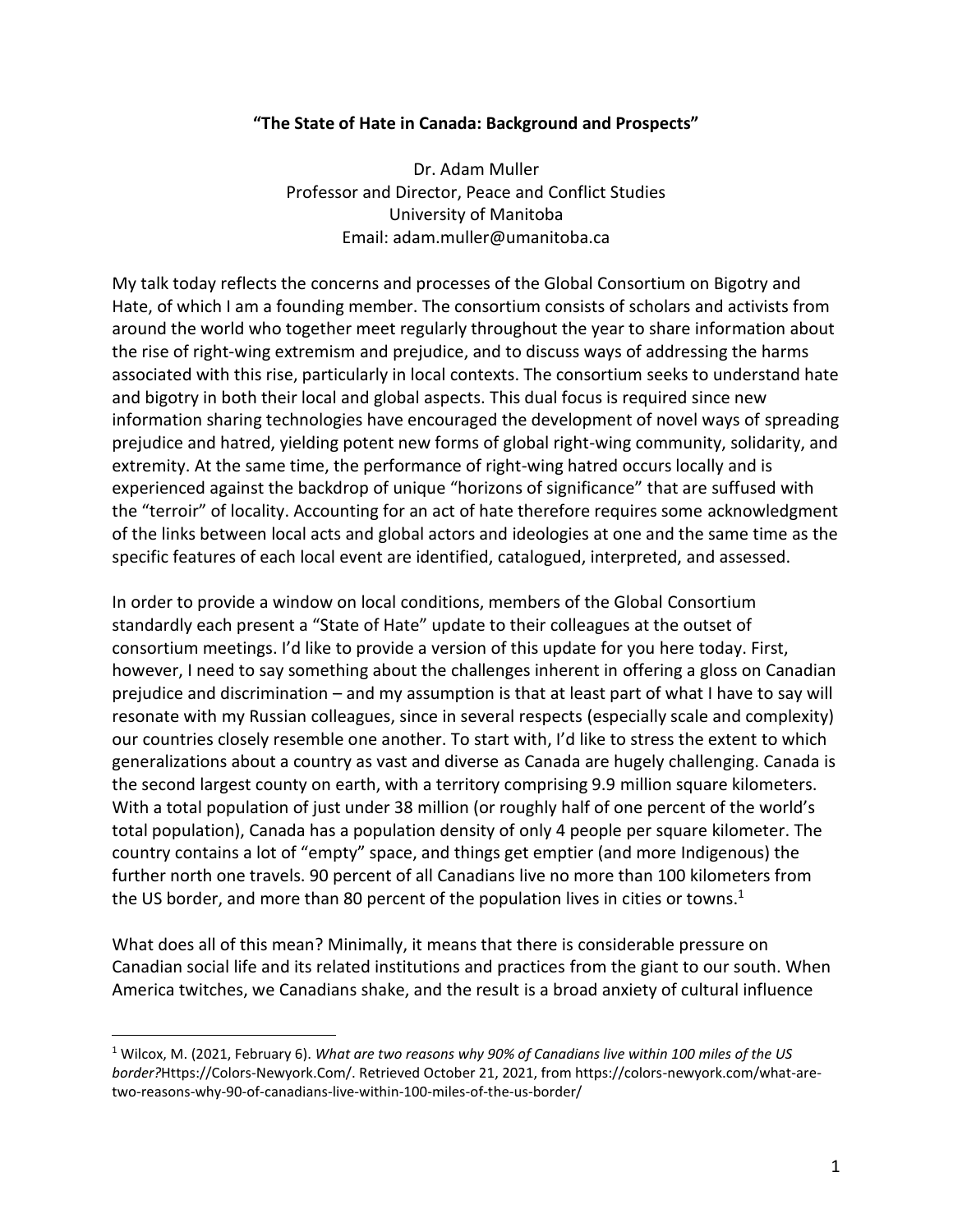**"The State of Hate in Canada: Background and Prospects"**

Dr. Adam Muller
Professor and Director, Peace and Conflict Studies
University of Manitoba
Email: adam.muller@umanitoba.ca

My talk today reflects the concerns and processes of the Global Consortium on Bigotry and Hate, of which I am a founding member. The consortium consists of scholars and activists from around the world who together meet regularly throughout the year to share information about the rise of right-wing extremism and prejudice, and to discuss ways of addressing the harms associated with this rise, particularly in local contexts. The consortium seeks to understand hate and bigotry in both their local and global aspects. This dual focus is required since new information sharing technologies have encouraged the development of novel ways of spreading prejudice and hatred, yielding potent new forms of global right-wing community, solidarity, and extremity. At the same time, the performance of right-wing hatred occurs locally and is experienced against the backdrop of unique "horizons of significance" that are suffused with the "terroir" of locality. Accounting for an act of hate therefore requires some acknowledgment of the links between local acts and global actors and ideologies at one and the same time as the specific features of each local event are identified, catalogued, interpreted, and assessed.

In order to provide a window on local conditions, members of the Global Consortium standardly each present a "State of Hate" update to their colleagues at the outset of consortium meetings. I'd like to provide a version of this update for you here today. First, however, I need to say something about the challenges inherent in offering a gloss on Canadian prejudice and discrimination – and my assumption is that at least part of what I have to say will resonate with my Russian colleagues, since in several respects (especially scale and complexity) our countries closely resemble one another. To start with, I'd like to stress the extent to which generalizations about a country as vast and diverse as Canada are hugely challenging. Canada is the second largest county on earth, with a territory comprising 9.9 million square kilometers. With a total population of just under 38 million (or roughly half of one percent of the world's total population), Canada has a population density of only 4 people per square kilometer. The country contains a lot of "empty" space, and things get emptier (and more Indigenous) the further north one travels. 90 percent of all Canadians live no more than 100 kilometers from the US border, and more than 80 percent of the population lives in cities or towns.[1]

What does all of this mean? Minimally, it means that there is considerable pressure on Canadian social life and its related institutions and practices from the giant to our south. When America twitches, we Canadians shake, and the result is a broad anxiety of cultural influence

---

[1] Wilcox, M. (2021, February 6). *What are two reasons why 90% of Canadians live within 100 miles of the US border?*Https://Colors-Newyork.Com/. Retrieved October 21, 2021, from https://colors-newyork.com/what-are-two-reasons-why-90-of-canadians-live-within-100-miles-of-the-us-border/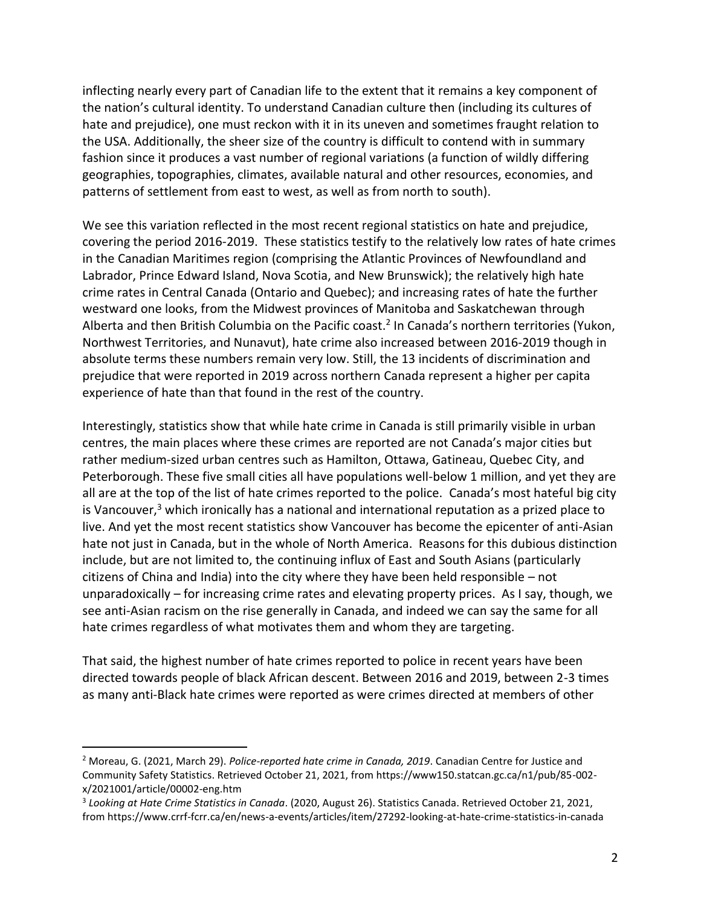inflecting nearly every part of Canadian life to the extent that it remains a key component of the nation's cultural identity. To understand Canadian culture then (including its cultures of hate and prejudice), one must reckon with it in its uneven and sometimes fraught relation to the USA. Additionally, the sheer size of the country is difficult to contend with in summary fashion since it produces a vast number of regional variations (a function of wildly differing geographies, topographies, climates, available natural and other resources, economies, and patterns of settlement from east to west, as well as from north to south).

We see this variation reflected in the most recent regional statistics on hate and prejudice, covering the period 2016-2019. These statistics testify to the relatively low rates of hate crimes in the Canadian Maritimes region (comprising the Atlantic Provinces of Newfoundland and Labrador, Prince Edward Island, Nova Scotia, and New Brunswick); the relatively high hate crime rates in Central Canada (Ontario and Quebec); and increasing rates of hate the further westward one looks, from the Midwest provinces of Manitoba and Saskatchewan through Alberta and then British Columbia on the Pacific coast.[2] In Canada's northern territories (Yukon, Northwest Territories, and Nunavut), hate crime also increased between 2016-2019 though in absolute terms these numbers remain very low. Still, the 13 incidents of discrimination and prejudice that were reported in 2019 across northern Canada represent a higher per capita experience of hate than that found in the rest of the country.

Interestingly, statistics show that while hate crime in Canada is still primarily visible in urban centres, the main places where these crimes are reported are not Canada's major cities but rather medium-sized urban centres such as Hamilton, Ottawa, Gatineau, Quebec City, and Peterborough. These five small cities all have populations well-below 1 million, and yet they are all are at the top of the list of hate crimes reported to the police. Canada's most hateful big city is Vancouver,[3] which ironically has a national and international reputation as a prized place to live. And yet the most recent statistics show Vancouver has become the epicenter of anti-Asian hate not just in Canada, but in the whole of North America. Reasons for this dubious distinction include, but are not limited to, the continuing influx of East and South Asians (particularly citizens of China and India) into the city where they have been held responsible – not unparadoxically – for increasing crime rates and elevating property prices. As I say, though, we see anti-Asian racism on the rise generally in Canada, and indeed we can say the same for all hate crimes regardless of what motivates them and whom they are targeting.

That said, the highest number of hate crimes reported to police in recent years have been directed towards people of black African descent. Between 2016 and 2019, between 2-3 times as many anti-Black hate crimes were reported as were crimes directed at members of other

---

[2] Moreau, G. (2021, March 29). *Police-reported hate crime in Canada, 2019*. Canadian Centre for Justice and Community Safety Statistics. Retrieved October 21, 2021, from https://www150.statcan.gc.ca/n1/pub/85-002-x/2021001/article/00002-eng.htm

[3] *Looking at Hate Crime Statistics in Canada*. (2020, August 26). Statistics Canada. Retrieved October 21, 2021, from https://www.crrf-fcrr.ca/en/news-a-events/articles/item/27292-looking-at-hate-crime-statistics-in-canada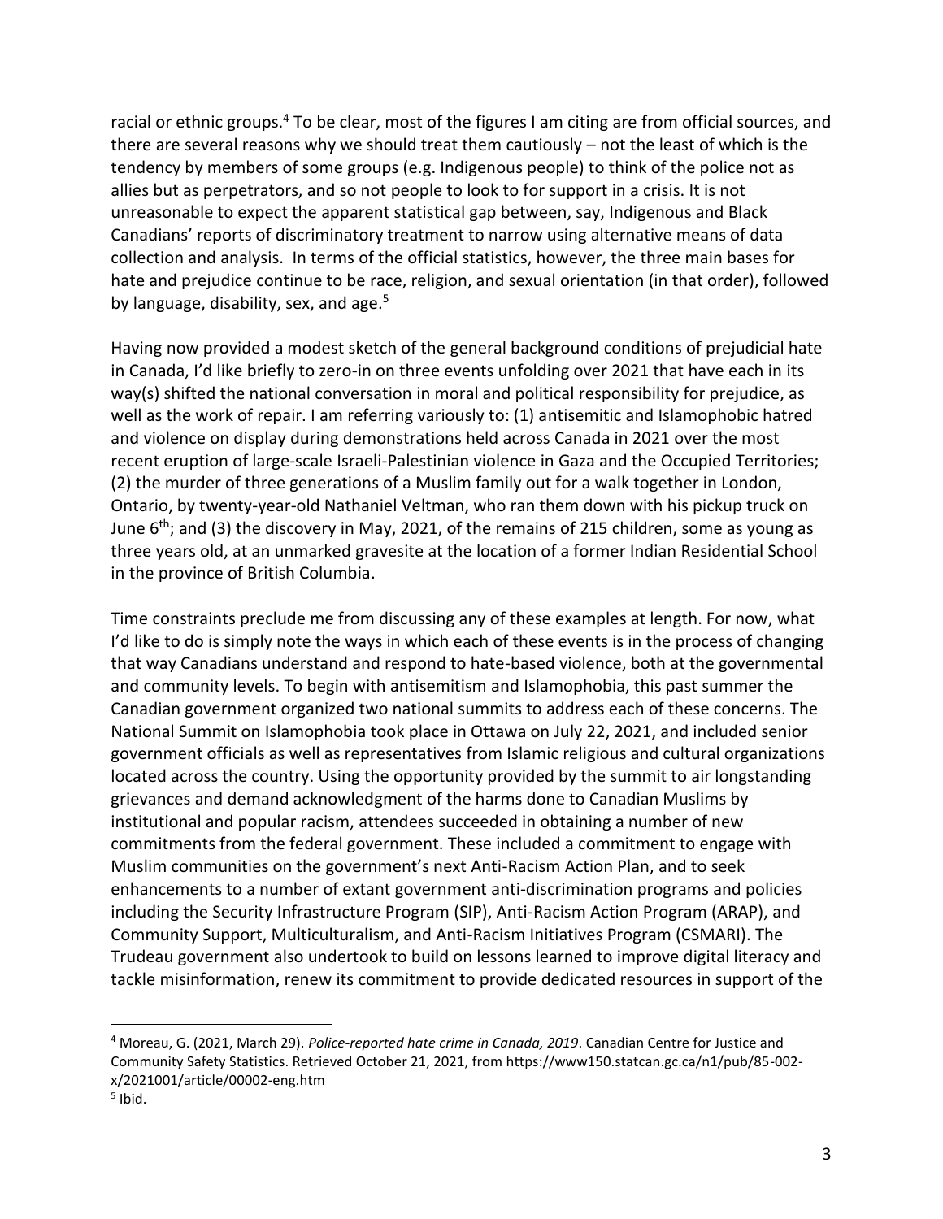racial or ethnic groups.[4] To be clear, most of the figures I am citing are from official sources, and there are several reasons why we should treat them cautiously – not the least of which is the tendency by members of some groups (e.g. Indigenous people) to think of the police not as allies but as perpetrators, and so not people to look to for support in a crisis. It is not unreasonable to expect the apparent statistical gap between, say, Indigenous and Black Canadians' reports of discriminatory treatment to narrow using alternative means of data collection and analysis. In terms of the official statistics, however, the three main bases for hate and prejudice continue to be race, religion, and sexual orientation (in that order), followed by language, disability, sex, and age.[5]

Having now provided a modest sketch of the general background conditions of prejudicial hate in Canada, I'd like briefly to zero-in on three events unfolding over 2021 that have each in its way(s) shifted the national conversation in moral and political responsibility for prejudice, as well as the work of repair. I am referring variously to: (1) antisemitic and Islamophobic hatred and violence on display during demonstrations held across Canada in 2021 over the most recent eruption of large-scale Israeli-Palestinian violence in Gaza and the Occupied Territories; (2) the murder of three generations of a Muslim family out for a walk together in London, Ontario, by twenty-year-old Nathaniel Veltman, who ran them down with his pickup truck on June 6th; and (3) the discovery in May, 2021, of the remains of 215 children, some as young as three years old, at an unmarked gravesite at the location of a former Indian Residential School in the province of British Columbia.

Time constraints preclude me from discussing any of these examples at length. For now, what I'd like to do is simply note the ways in which each of these events is in the process of changing that way Canadians understand and respond to hate-based violence, both at the governmental and community levels. To begin with antisemitism and Islamophobia, this past summer the Canadian government organized two national summits to address each of these concerns. The National Summit on Islamophobia took place in Ottawa on July 22, 2021, and included senior government officials as well as representatives from Islamic religious and cultural organizations located across the country. Using the opportunity provided by the summit to air longstanding grievances and demand acknowledgment of the harms done to Canadian Muslims by institutional and popular racism, attendees succeeded in obtaining a number of new commitments from the federal government. These included a commitment to engage with Muslim communities on the government's next Anti-Racism Action Plan, and to seek enhancements to a number of extant government anti-discrimination programs and policies including the Security Infrastructure Program (SIP), Anti-Racism Action Program (ARAP), and Community Support, Multiculturalism, and Anti-Racism Initiatives Program (CSMARI). The Trudeau government also undertook to build on lessons learned to improve digital literacy and tackle misinformation, renew its commitment to provide dedicated resources in support of the

---

[4] Moreau, G. (2021, March 29). *Police-reported hate crime in Canada, 2019*. Canadian Centre for Justice and Community Safety Statistics. Retrieved October 21, 2021, from https://www150.statcan.gc.ca/n1/pub/85-002-x/2021001/article/00002-eng.htm

[5] Ibid.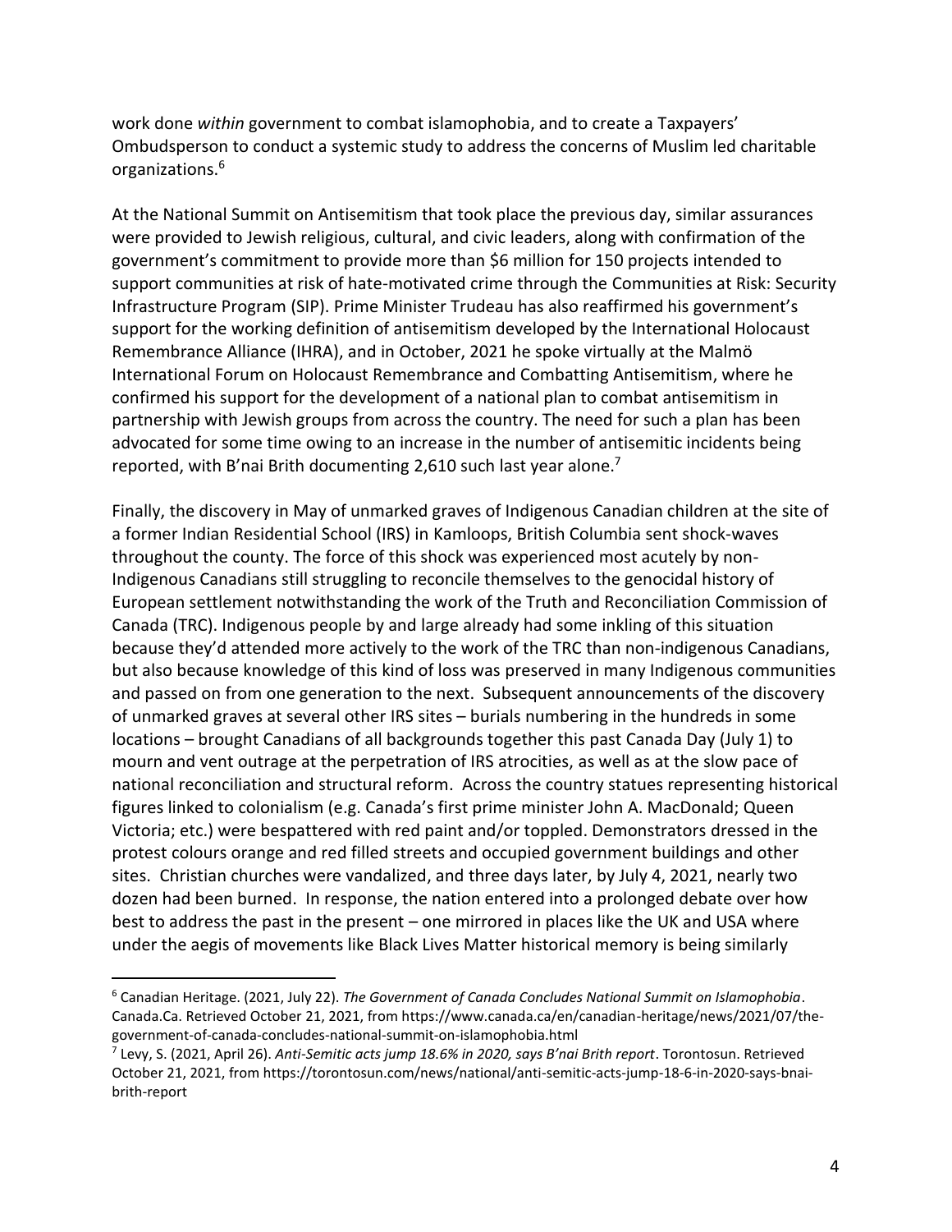work done *within* government to combat islamophobia, and to create a Taxpayers' Ombudsperson to conduct a systemic study to address the concerns of Muslim led charitable organizations.[6]

At the National Summit on Antisemitism that took place the previous day, similar assurances were provided to Jewish religious, cultural, and civic leaders, along with confirmation of the government's commitment to provide more than $6 million for 150 projects intended to support communities at risk of hate-motivated crime through the Communities at Risk: Security Infrastructure Program (SIP). Prime Minister Trudeau has also reaffirmed his government's support for the working definition of antisemitism developed by the International Holocaust Remembrance Alliance (IHRA), and in October, 2021 he spoke virtually at the Malmö International Forum on Holocaust Remembrance and Combatting Antisemitism, where he confirmed his support for the development of a national plan to combat antisemitism in partnership with Jewish groups from across the country. The need for such a plan has been advocated for some time owing to an increase in the number of antisemitic incidents being reported, with B'nai Brith documenting 2,610 such last year alone.[7]

Finally, the discovery in May of unmarked graves of Indigenous Canadian children at the site of a former Indian Residential School (IRS) in Kamloops, British Columbia sent shock-waves throughout the county. The force of this shock was experienced most acutely by non-Indigenous Canadians still struggling to reconcile themselves to the genocidal history of European settlement notwithstanding the work of the Truth and Reconciliation Commission of Canada (TRC). Indigenous people by and large already had some inkling of this situation because they'd attended more actively to the work of the TRC than non-indigenous Canadians, but also because knowledge of this kind of loss was preserved in many Indigenous communities and passed on from one generation to the next. Subsequent announcements of the discovery of unmarked graves at several other IRS sites – burials numbering in the hundreds in some locations – brought Canadians of all backgrounds together this past Canada Day (July 1) to mourn and vent outrage at the perpetration of IRS atrocities, as well as at the slow pace of national reconciliation and structural reform. Across the country statues representing historical figures linked to colonialism (e.g. Canada's first prime minister John A. MacDonald; Queen Victoria; etc.) were bespattered with red paint and/or toppled. Demonstrators dressed in the protest colours orange and red filled streets and occupied government buildings and other sites. Christian churches were vandalized, and three days later, by July 4, 2021, nearly two dozen had been burned. In response, the nation entered into a prolonged debate over how best to address the past in the present – one mirrored in places like the UK and USA where under the aegis of movements like Black Lives Matter historical memory is being similarly

---

[6] Canadian Heritage. (2021, July 22). *The Government of Canada Concludes National Summit on Islamophobia*. Canada.Ca. Retrieved October 21, 2021, from https://www.canada.ca/en/canadian-heritage/news/2021/07/the-government-of-canada-concludes-national-summit-on-islamophobia.html

[7] Levy, S. (2021, April 26). *Anti-Semitic acts jump 18.6% in 2020, says B'nai Brith report*. Torontosun. Retrieved October 21, 2021, from https://torontosun.com/news/national/anti-semitic-acts-jump-18-6-in-2020-says-bnai-brith-report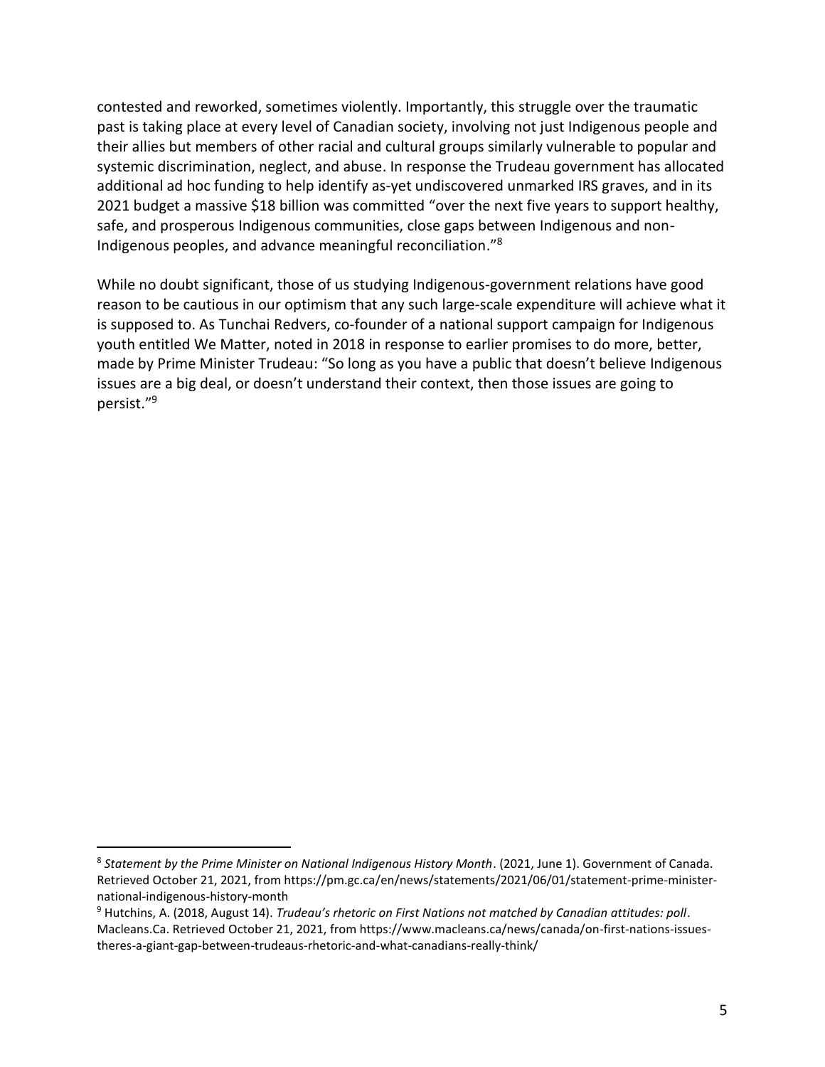contested and reworked, sometimes violently. Importantly, this struggle over the traumatic past is taking place at every level of Canadian society, involving not just Indigenous people and their allies but members of other racial and cultural groups similarly vulnerable to popular and systemic discrimination, neglect, and abuse. In response the Trudeau government has allocated additional ad hoc funding to help identify as-yet undiscovered unmarked IRS graves, and in its 2021 budget a massive $18 billion was committed "over the next five years to support healthy, safe, and prosperous Indigenous communities, close gaps between Indigenous and non-Indigenous peoples, and advance meaningful reconciliation."[8]

While no doubt significant, those of us studying Indigenous-government relations have good reason to be cautious in our optimism that any such large-scale expenditure will achieve what it is supposed to. As Tunchai Redvers, co-founder of a national support campaign for Indigenous youth entitled We Matter, noted in 2018 in response to earlier promises to do more, better, made by Prime Minister Trudeau: "So long as you have a public that doesn't believe Indigenous issues are a big deal, or doesn't understand their context, then those issues are going to persist."[9]

---

[8] *Statement by the Prime Minister on National Indigenous History Month*. (2021, June 1). Government of Canada. Retrieved October 21, 2021, from https://pm.gc.ca/en/news/statements/2021/06/01/statement-prime-minister-national-indigenous-history-month

[9] Hutchins, A. (2018, August 14). *Trudeau's rhetoric on First Nations not matched by Canadian attitudes: poll*. Macleans.Ca. Retrieved October 21, 2021, from https://www.macleans.ca/news/canada/on-first-nations-issues-theres-a-giant-gap-between-trudeaus-rhetoric-and-what-canadians-really-think/